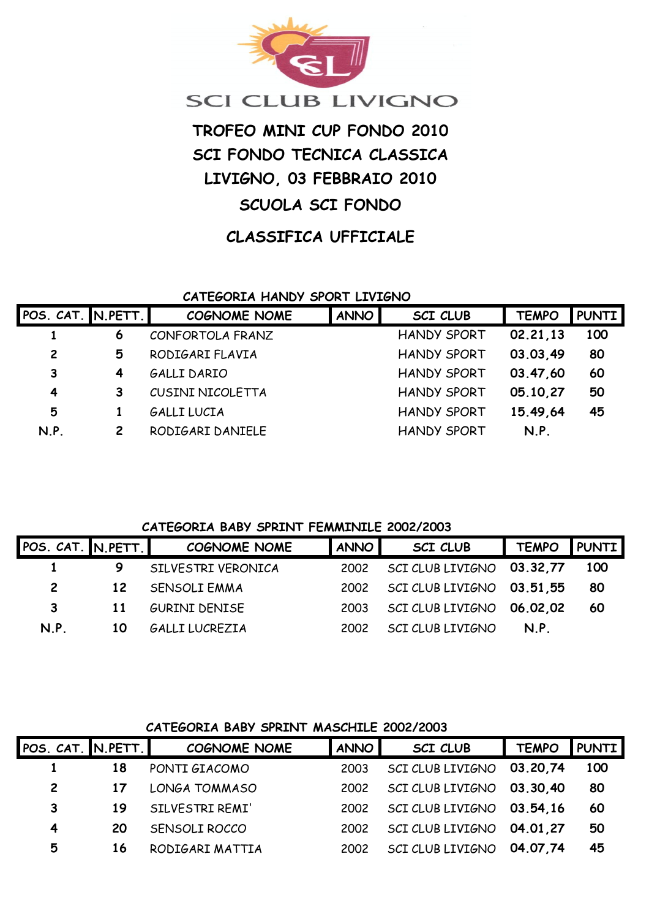SCI CLUB LIVIGNO

# TROFEO MINI CUP FONDO 2010

## SCI FONDO TECNICA CLASSICA

## LIVIGNO, 03 FEBBRAIO 2010

## SCUOLA SCI FONDO

## CLASSIFICA UFFICIALE

### CATEGORIA HANDY SPORT LIVIGNO

| POS. CAT. | N.PETT. | COGNOME NOME | ANNO | SCI CLUB | TEMPO | PUNTI |
|---|---|---|---|---|---|---|
| 1 | 6 | CONFORTOLA FRANZ | | HANDY SPORT | 02.21,13 | 100 |
| 2 | 5 | RODIGARI FLAVIA | | HANDY SPORT | 03.03,49 | 80 |
| 3 | 4 | GALLI DARIO | | HANDY SPORT | 03.47,60 | 60 |
| 4 | 3 | CUSINI NICOLETTA | | HANDY SPORT | 05.10,27 | 50 |
| 5 | 1 | GALLI LUCIA | | HANDY SPORT | 15.49,64 | 45 |
| N.P. | 2 | RODIGARI DANIELE | | HANDY SPORT | N.P. | |

### CATEGORIA BABY SPRINT FEMMINILE 2002/2003

| POS. CAT. | N.PETT. | COGNOME NOME | ANNO | SCI CLUB | TEMPO | PUNTI |
|---|---|---|---|---|---|---|
| 1 | 9 | SILVESTRI VERONICA | 2002 | SCI CLUB LIVIGNO | 03.32,77 | 100 |
| 2 | 12 | SENSOLI EMMA | 2002 | SCI CLUB LIVIGNO | 03.51,55 | 80 |
| 3 | 11 | GURINI DENISE | 2003 | SCI CLUB LIVIGNO | 06.02,02 | 60 |
| N.P. | 10 | GALLI LUCREZIA | 2002 | SCI CLUB LIVIGNO | N.P. | |

### CATEGORIA BABY SPRINT MASCHILE 2002/2003

| POS. CAT. | N.PETT. | COGNOME NOME | ANNO | SCI CLUB | TEMPO | PUNTI |
|---|---|---|---|---|---|---|
| 1 | 18 | PONTI GIACOMO | 2003 | SCI CLUB LIVIGNO | 03.20,74 | 100 |
| 2 | 17 | LONGA TOMMASO | 2002 | SCI CLUB LIVIGNO | 03.30,40 | 80 |
| 3 | 19 | SILVESTRI REMI' | 2002 | SCI CLUB LIVIGNO | 03.54,16 | 60 |
| 4 | 20 | SENSOLI ROCCO | 2002 | SCI CLUB LIVIGNO | 04.01,27 | 50 |
| 5 | 16 | RODIGARI MATTIA | 2002 | SCI CLUB LIVIGNO | 04.07,74 | 45 |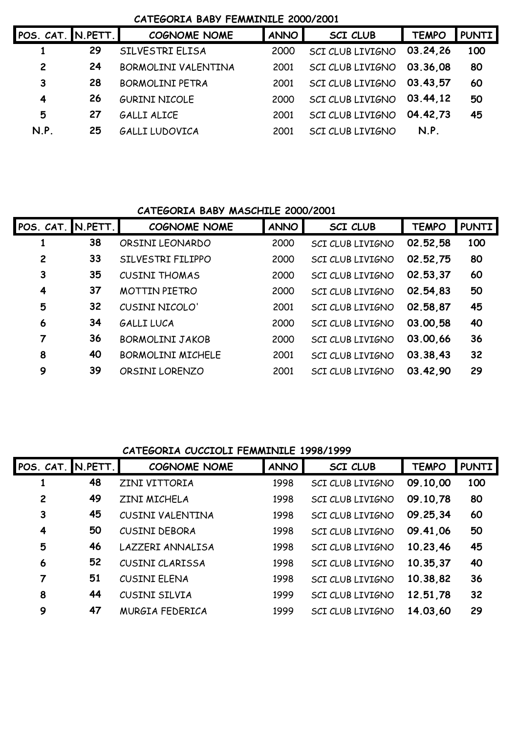### CATEGORIA BABY FEMMINILE 2000/2001

| POS. CAT. | N.PETT. | COGNOME NOME | ANNO | SCI CLUB | TEMPO | PUNTI |
|---|---|---|---|---|---|---|
| 1 | 29 | SILVESTRI ELISA | 2000 | SCI CLUB LIVIGNO | 03.24,26 | 100 |
| 2 | 24 | BORMOLINI VALENTINA | 2001 | SCI CLUB LIVIGNO | 03.36,08 | 80 |
| 3 | 28 | BORMOLINI PETRA | 2001 | SCI CLUB LIVIGNO | 03.43,57 | 60 |
| 4 | 26 | GURINI NICOLE | 2000 | SCI CLUB LIVIGNO | 03.44,12 | 50 |
| 5 | 27 | GALLI ALICE | 2001 | SCI CLUB LIVIGNO | 04.42,73 | 45 |
| N.P. | 25 | GALLI LUDOVICA | 2001 | SCI CLUB LIVIGNO | N.P. | |

### CATEGORIA BABY MASCHILE 2000/2001

| POS. CAT. | N.PETT. | COGNOME NOME | ANNO | SCI CLUB | TEMPO | PUNTI |
|---|---|---|---|---|---|---|
| 1 | 38 | ORSINI LEONARDO | 2000 | SCI CLUB LIVIGNO | 02.52,58 | 100 |
| 2 | 33 | SILVESTRI FILIPPO | 2000 | SCI CLUB LIVIGNO | 02.52,75 | 80 |
| 3 | 35 | CUSINI THOMAS | 2000 | SCI CLUB LIVIGNO | 02.53,37 | 60 |
| 4 | 37 | MOTTIN PIETRO | 2000 | SCI CLUB LIVIGNO | 02.54,83 | 50 |
| 5 | 32 | CUSINI NICOLO' | 2001 | SCI CLUB LIVIGNO | 02.58,87 | 45 |
| 6 | 34 | GALLI LUCA | 2000 | SCI CLUB LIVIGNO | 03.00,58 | 40 |
| 7 | 36 | BORMOLINI JAKOB | 2000 | SCI CLUB LIVIGNO | 03.00,66 | 36 |
| 8 | 40 | BORMOLINI MICHELE | 2001 | SCI CLUB LIVIGNO | 03.38,43 | 32 |
| 9 | 39 | ORSINI LORENZO | 2001 | SCI CLUB LIVIGNO | 03.42,90 | 29 |

### CATEGORIA CUCCIOLI FEMMINILE 1998/1999

| POS. CAT. | N.PETT. | COGNOME NOME | ANNO | SCI CLUB | TEMPO | PUNTI |
|---|---|---|---|---|---|---|
| 1 | 48 | ZINI VITTORIA | 1998 | SCI CLUB LIVIGNO | 09.10,00 | 100 |
| 2 | 49 | ZINI MICHELA | 1998 | SCI CLUB LIVIGNO | 09.10,78 | 80 |
| 3 | 45 | CUSINI VALENTINA | 1998 | SCI CLUB LIVIGNO | 09.25,34 | 60 |
| 4 | 50 | CUSINI DEBORA | 1998 | SCI CLUB LIVIGNO | 09.41,06 | 50 |
| 5 | 46 | LAZZERI ANNALISA | 1998 | SCI CLUB LIVIGNO | 10.23,46 | 45 |
| 6 | 52 | CUSINI CLARISSA | 1998 | SCI CLUB LIVIGNO | 10.35,37 | 40 |
| 7 | 51 | CUSINI ELENA | 1998 | SCI CLUB LIVIGNO | 10.38,82 | 36 |
| 8 | 44 | CUSINI SILVIA | 1999 | SCI CLUB LIVIGNO | 12.51,78 | 32 |
| 9 | 47 | MURGIA FEDERICA | 1999 | SCI CLUB LIVIGNO | 14.03,60 | 29 |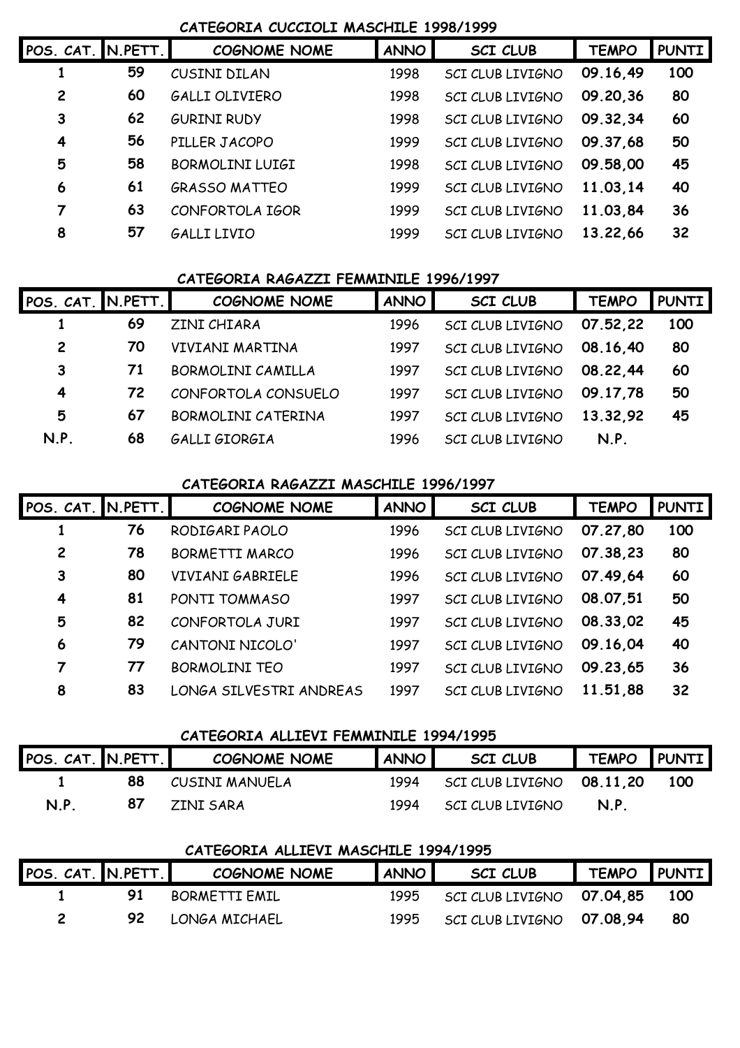### CATEGORIA CUCCIOLI MASCHILE 1998/1999

| POS. CAT. | N.PETT. | COGNOME NOME | ANNO | SCI CLUB | TEMPO | PUNTI |
|---|---|---|---|---|---|---|
| 1 | 59 | CUSINI DILAN | 1998 | SCI CLUB LIVIGNO | 09.16,49 | 100 |
| 2 | 60 | GALLI OLIVIERO | 1998 | SCI CLUB LIVIGNO | 09.20,36 | 80 |
| 3 | 62 | GURINI RUDY | 1998 | SCI CLUB LIVIGNO | 09.32,34 | 60 |
| 4 | 56 | PILLER JACOPO | 1999 | SCI CLUB LIVIGNO | 09.37,68 | 50 |
| 5 | 58 | BORMOLINI LUIGI | 1998 | SCI CLUB LIVIGNO | 09.58,00 | 45 |
| 6 | 61 | GRASSO MATTEO | 1999 | SCI CLUB LIVIGNO | 11.03,14 | 40 |
| 7 | 63 | CONFORTOLA IGOR | 1999 | SCI CLUB LIVIGNO | 11.03,84 | 36 |
| 8 | 57 | GALLI LIVIO | 1999 | SCI CLUB LIVIGNO | 13.22,66 | 32 |

### CATEGORIA RAGAZZI FEMMINILE 1996/1997

| POS. CAT. | N.PETT. | COGNOME NOME | ANNO | SCI CLUB | TEMPO | PUNTI |
|---|---|---|---|---|---|---|
| 1 | 69 | ZINI CHIARA | 1996 | SCI CLUB LIVIGNO | 07.52,22 | 100 |
| 2 | 70 | VIVIANI MARTINA | 1997 | SCI CLUB LIVIGNO | 08.16,40 | 80 |
| 3 | 71 | BORMOLINI CAMILLA | 1997 | SCI CLUB LIVIGNO | 08.22,44 | 60 |
| 4 | 72 | CONFORTOLA CONSUELO | 1997 | SCI CLUB LIVIGNO | 09.17,78 | 50 |
| 5 | 67 | BORMOLINI CATERINA | 1997 | SCI CLUB LIVIGNO | 13.32,92 | 45 |
| N.P. | 68 | GALLI GIORGIA | 1996 | SCI CLUB LIVIGNO | N.P. | |

### CATEGORIA RAGAZZI MASCHILE 1996/1997

| POS. CAT. | N.PETT. | COGNOME NOME | ANNO | SCI CLUB | TEMPO | PUNTI |
|---|---|---|---|---|---|---|
| 1 | 76 | RODIGARI PAOLO | 1996 | SCI CLUB LIVIGNO | 07.27,80 | 100 |
| 2 | 78 | BORMETTI MARCO | 1996 | SCI CLUB LIVIGNO | 07.38,23 | 80 |
| 3 | 80 | VIVIANI GABRIELE | 1996 | SCI CLUB LIVIGNO | 07.49,64 | 60 |
| 4 | 81 | PONTI TOMMASO | 1997 | SCI CLUB LIVIGNO | 08.07,51 | 50 |
| 5 | 82 | CONFORTOLA JURI | 1997 | SCI CLUB LIVIGNO | 08.33,02 | 45 |
| 6 | 79 | CANTONI NICOLO' | 1997 | SCI CLUB LIVIGNO | 09.16,04 | 40 |
| 7 | 77 | BORMOLINI TEO | 1997 | SCI CLUB LIVIGNO | 09.23,65 | 36 |
| 8 | 83 | LONGA SILVESTRI ANDREAS | 1997 | SCI CLUB LIVIGNO | 11.51,88 | 32 |

### CATEGORIA ALLIEVI FEMMINILE 1994/1995

| POS. CAT. | N.PETT. | COGNOME NOME | ANNO | SCI CLUB | TEMPO | PUNTI |
|---|---|---|---|---|---|---|
| 1 | 88 | CUSINI MANUELA | 1994 | SCI CLUB LIVIGNO | 08.11,20 | 100 |
| N.P. | 87 | ZINI SARA | 1994 | SCI CLUB LIVIGNO | N.P. | |

### CATEGORIA ALLIEVI MASCHILE 1994/1995

| POS. CAT. | N.PETT. | COGNOME NOME | ANNO | SCI CLUB | TEMPO | PUNTI |
|---|---|---|---|---|---|---|
| 1 | 91 | BORMETTI EMIL | 1995 | SCI CLUB LIVIGNO | 07.04,85 | 100 |
| 2 | 92 | LONGA MICHAEL | 1995 | SCI CLUB LIVIGNO | 07.08,94 | 80 |